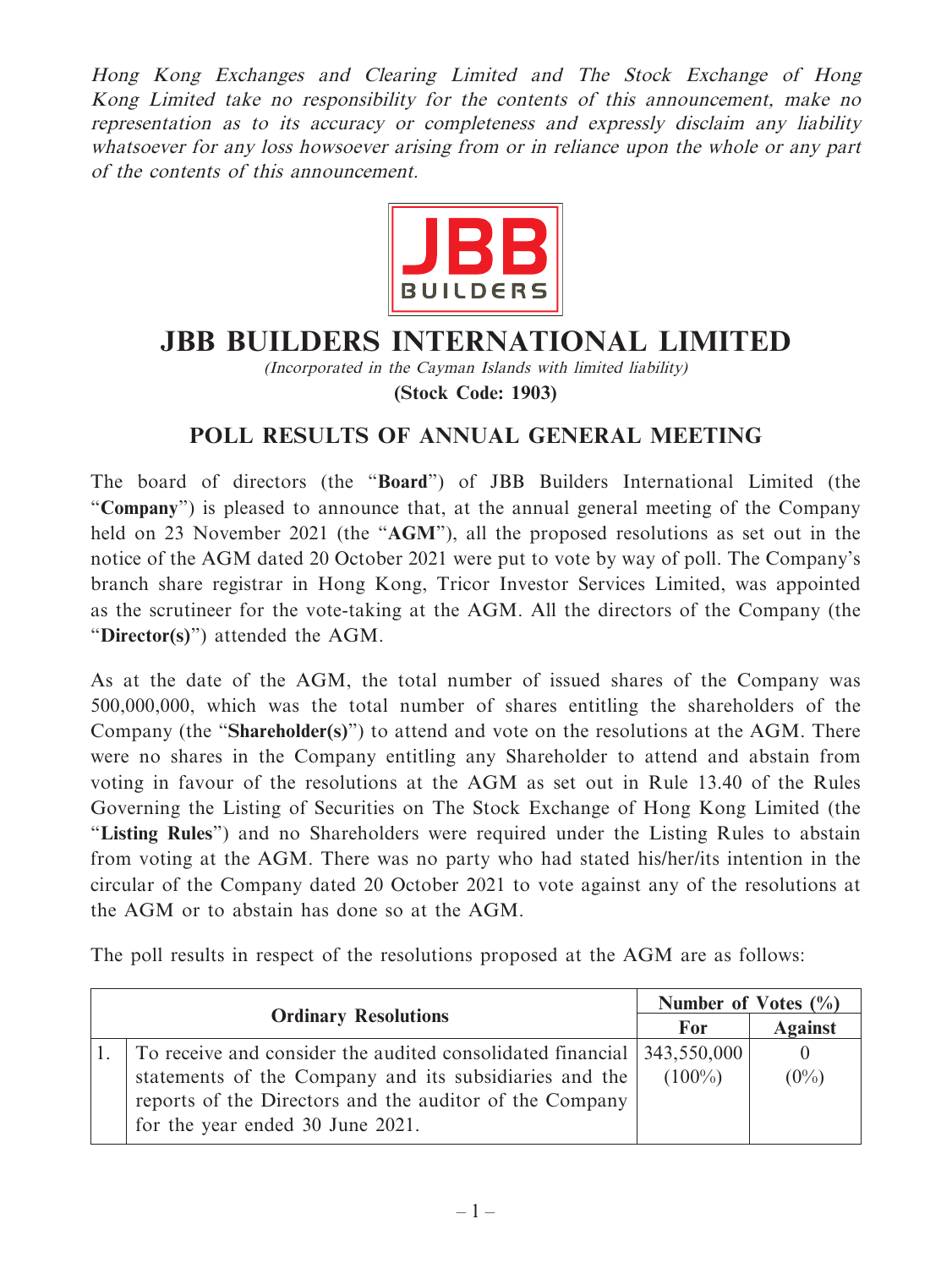*Hong Kong Exchanges and Clearing Limited and The Stock Exchange of Hong Kong Limited take no responsibility for the contents of this announcement, make no representation as to its accuracy or completeness and expressly disclaim any liability whatsoever for any loss howsoever arising from or in reliance upon the whole or any part of the contents of this announcement.*

# JBB BUILDERS INTERNATIONAL LIMITED

*(Incorporated in the Cayman Islands with limited liability)*

**(Stock Code: 1903)**

## POLL RESULTS OF ANNUAL GENERAL MEETING

The board of directors (the "**Board**") of JBB Builders International Limited (the "**Company**") is pleased to announce that, at the annual general meeting of the Company held on 23 November 2021 (the "**AGM**"), all the proposed resolutions as set out in the notice of the AGM dated 20 October 2021 were put to vote by way of poll. The Company's branch share registrar in Hong Kong, Tricor Investor Services Limited, was appointed as the scrutineer for the vote-taking at the AGM. All the directors of the Company (the "**Director(s)**") attended the AGM.

As at the date of the AGM, the total number of issued shares of the Company was 500,000,000, which was the total number of shares entitling the shareholders of the Company (the "**Shareholder(s)**") to attend and vote on the resolutions at the AGM. There were no shares in the Company entitling any Shareholder to attend and abstain from voting in favour of the resolutions at the AGM as set out in Rule 13.40 of the Rules Governing the Listing of Securities on The Stock Exchange of Hong Kong Limited (the "**Listing Rules**") and no Shareholders were required under the Listing Rules to abstain from voting at the AGM. There was no party who had stated his/her/its intention in the circular of the Company dated 20 October 2021 to vote against any of the resolutions at the AGM or to abstain has done so at the AGM.

The poll results in respect of the resolutions proposed at the AGM are as follows:

| **Ordinary Resolutions** | | **Number of Votes (%)** | |
|---|---|---|---|
| | | **For** | **Against** |
| 1. | To receive and consider the audited consolidated financial statements of the Company and its subsidiaries and the reports of the Directors and the auditor of the Company for the year ended 30 June 2021. | 343,550,000 (100%) | 0 (0%) |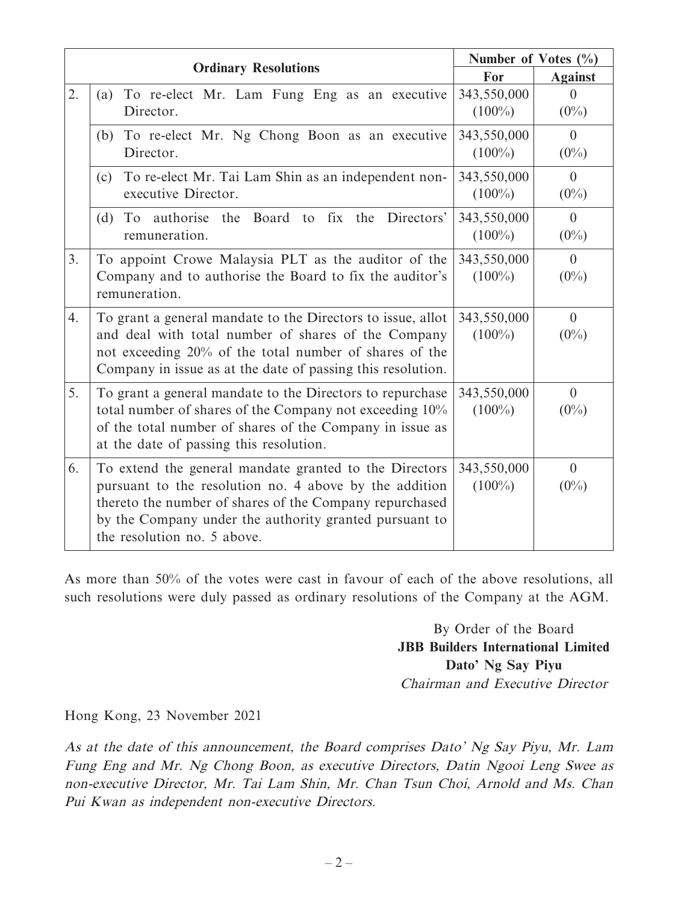| | Ordinary Resolutions | Number of Votes (%) | |
|---|---|---|---|
| | | For | Against |
| 2. | (a) To re-elect Mr. Lam Fung Eng as an executive Director. | 343,550,000 (100%) | 0 (0%) |
| | (b) To re-elect Mr. Ng Chong Boon as an executive Director. | 343,550,000 (100%) | 0 (0%) |
| | (c) To re-elect Mr. Tai Lam Shin as an independent non-executive Director. | 343,550,000 (100%) | 0 (0%) |
| | (d) To authorise the Board to fix the Directors' remuneration. | 343,550,000 (100%) | 0 (0%) |
| 3. | To appoint Crowe Malaysia PLT as the auditor of the Company and to authorise the Board to fix the auditor's remuneration. | 343,550,000 (100%) | 0 (0%) |
| 4. | To grant a general mandate to the Directors to issue, allot and deal with total number of shares of the Company not exceeding 20% of the total number of shares of the Company in issue as at the date of passing this resolution. | 343,550,000 (100%) | 0 (0%) |
| 5. | To grant a general mandate to the Directors to repurchase total number of shares of the Company not exceeding 10% of the total number of shares of the Company in issue as at the date of passing this resolution. | 343,550,000 (100%) | 0 (0%) |
| 6. | To extend the general mandate granted to the Directors pursuant to the resolution no. 4 above by the addition thereto the number of shares of the Company repurchased by the Company under the authority granted pursuant to the resolution no. 5 above. | 343,550,000 (100%) | 0 (0%) |

As more than 50% of the votes were cast in favour of each of the above resolutions, all such resolutions were duly passed as ordinary resolutions of the Company at the AGM.

By Order of the Board
**JBB Builders International Limited**
**Dato' Ng Say Piyu**
*Chairman and Executive Director*

Hong Kong, 23 November 2021

*As at the date of this announcement, the Board comprises Dato' Ng Say Piyu, Mr. Lam Fung Eng and Mr. Ng Chong Boon, as executive Directors, Datin Ngooi Leng Swee as non-executive Director, Mr. Tai Lam Shin, Mr. Chan Tsun Choi, Arnold and Ms. Chan Pui Kwan as independent non-executive Directors.*